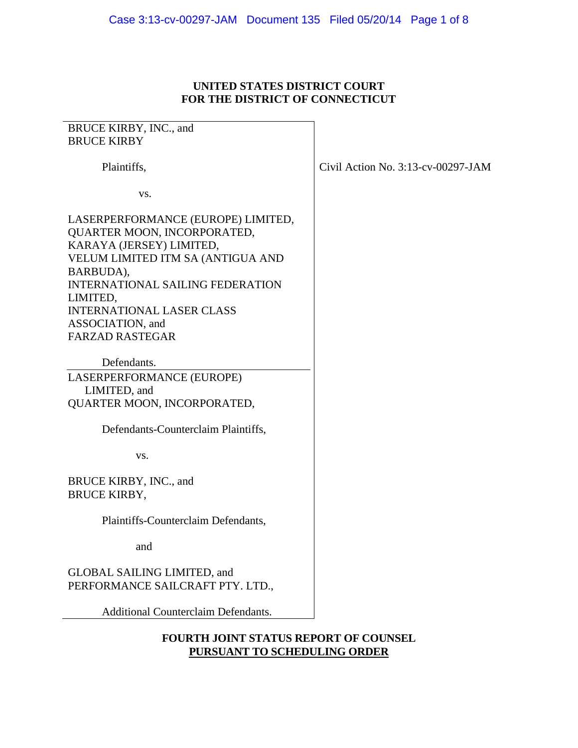**UNITED STATES DISTRICT COURT**
**FOR THE DISTRICT OF CONNECTICUT**

BRUCE KIRBY, INC., and
BRUCE KIRBY

Plaintiffs,

vs.

LASERPERFORMANCE (EUROPE) LIMITED,
QUARTER MOON, INCORPORATED,
KARAYA (JERSEY) LIMITED,
VELUM LIMITED ITM SA (ANTIGUA AND BARBUDA),
INTERNATIONAL SAILING FEDERATION LIMITED,
INTERNATIONAL LASER CLASS ASSOCIATION, and
FARZAD RASTEGAR

Defendants.

Civil Action No. 3:13-cv-00297-JAM

LASERPERFORMANCE (EUROPE) LIMITED, and
QUARTER MOON, INCORPORATED,

Defendants-Counterclaim Plaintiffs,

vs.

BRUCE KIRBY, INC., and
BRUCE KIRBY,

Plaintiffs-Counterclaim Defendants,

and

GLOBAL SAILING LIMITED, and
PERFORMANCE SAILCRAFT PTY. LTD.,

Additional Counterclaim Defendants.

**FOURTH JOINT STATUS REPORT OF COUNSEL**
**PURSUANT TO SCHEDULING ORDER**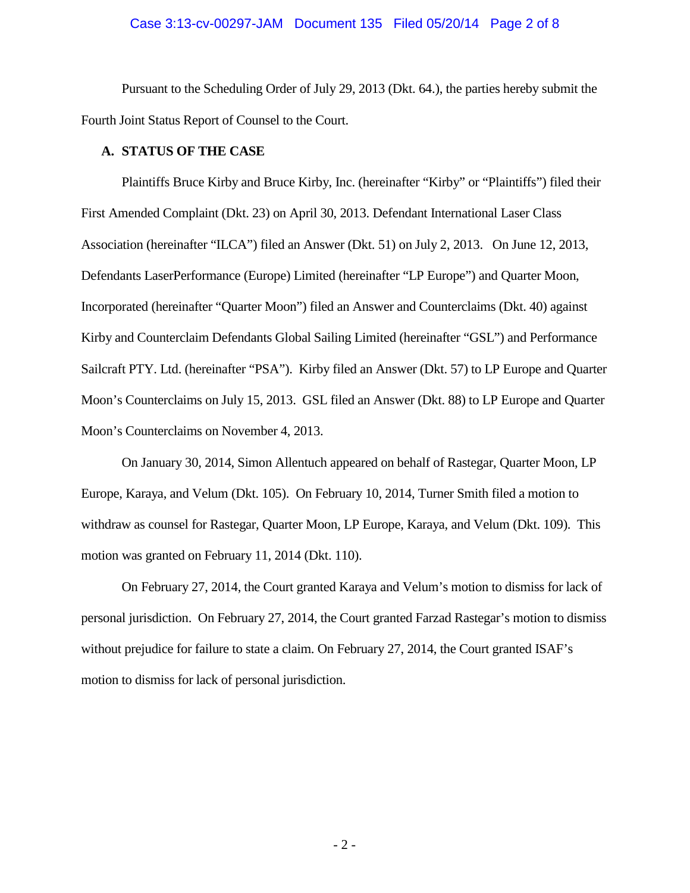Pursuant to the Scheduling Order of July 29, 2013 (Dkt. 64.), the parties hereby submit the Fourth Joint Status Report of Counsel to the Court.

**A. STATUS OF THE CASE**

Plaintiffs Bruce Kirby and Bruce Kirby, Inc. (hereinafter "Kirby" or "Plaintiffs") filed their First Amended Complaint (Dkt. 23) on April 30, 2013. Defendant International Laser Class Association (hereinafter "ILCA") filed an Answer (Dkt. 51) on July 2, 2013. On June 12, 2013, Defendants LaserPerformance (Europe) Limited (hereinafter "LP Europe") and Quarter Moon, Incorporated (hereinafter "Quarter Moon") filed an Answer and Counterclaims (Dkt. 40) against Kirby and Counterclaim Defendants Global Sailing Limited (hereinafter "GSL") and Performance Sailcraft PTY. Ltd. (hereinafter "PSA"). Kirby filed an Answer (Dkt. 57) to LP Europe and Quarter Moon's Counterclaims on July 15, 2013. GSL filed an Answer (Dkt. 88) to LP Europe and Quarter Moon's Counterclaims on November 4, 2013.

On January 30, 2014, Simon Allentuch appeared on behalf of Rastegar, Quarter Moon, LP Europe, Karaya, and Velum (Dkt. 105). On February 10, 2014, Turner Smith filed a motion to withdraw as counsel for Rastegar, Quarter Moon, LP Europe, Karaya, and Velum (Dkt. 109). This motion was granted on February 11, 2014 (Dkt. 110).

On February 27, 2014, the Court granted Karaya and Velum's motion to dismiss for lack of personal jurisdiction. On February 27, 2014, the Court granted Farzad Rastegar's motion to dismiss without prejudice for failure to state a claim. On February 27, 2014, the Court granted ISAF's motion to dismiss for lack of personal jurisdiction.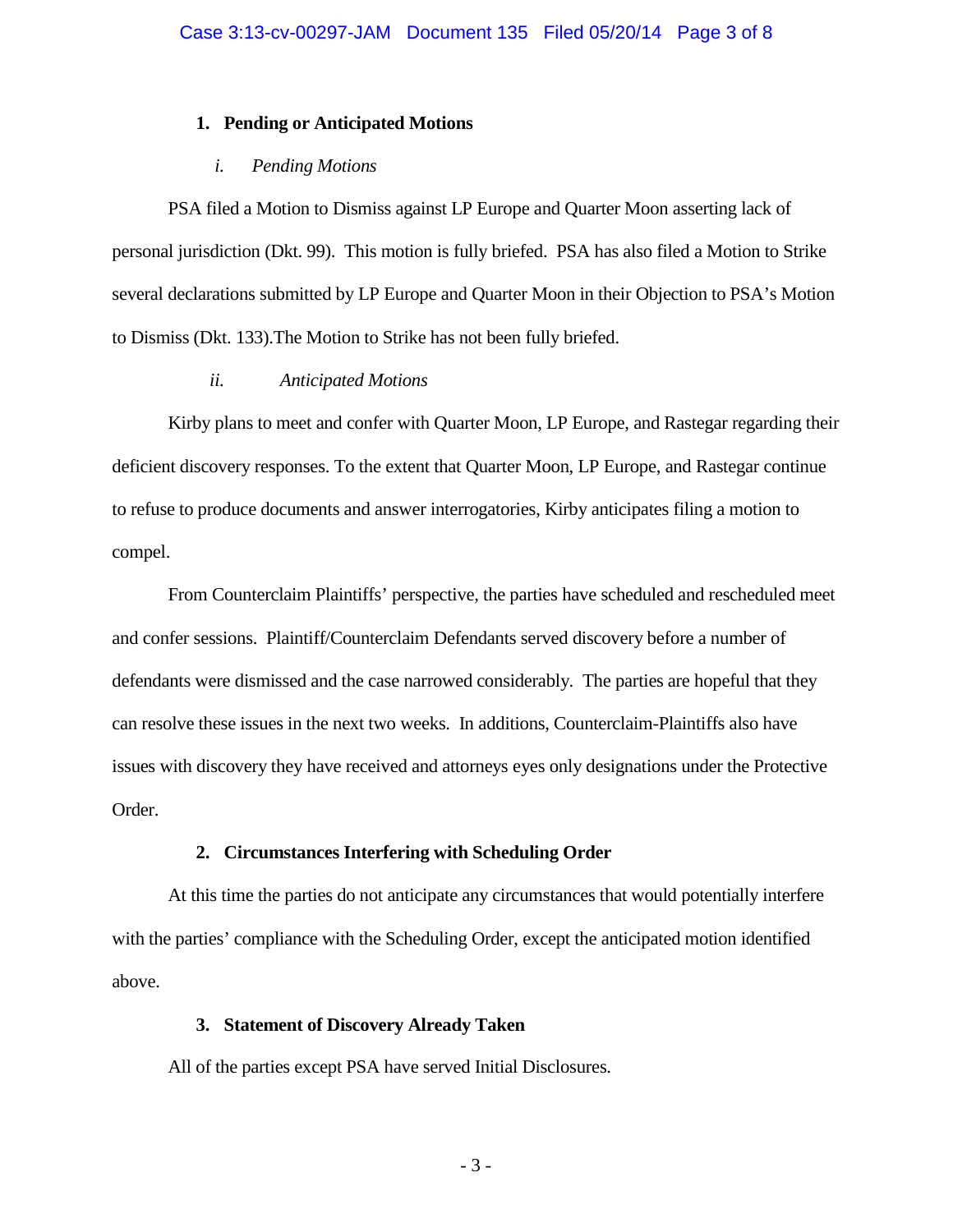### 1. Pending or Anticipated Motions

*i. Pending Motions*

PSA filed a Motion to Dismiss against LP Europe and Quarter Moon asserting lack of personal jurisdiction (Dkt. 99). This motion is fully briefed. PSA has also filed a Motion to Strike several declarations submitted by LP Europe and Quarter Moon in their Objection to PSA's Motion to Dismiss (Dkt. 133).The Motion to Strike has not been fully briefed.

*ii. Anticipated Motions*

Kirby plans to meet and confer with Quarter Moon, LP Europe, and Rastegar regarding their deficient discovery responses. To the extent that Quarter Moon, LP Europe, and Rastegar continue to refuse to produce documents and answer interrogatories, Kirby anticipates filing a motion to compel.

From Counterclaim Plaintiffs' perspective, the parties have scheduled and rescheduled meet and confer sessions. Plaintiff/Counterclaim Defendants served discovery before a number of defendants were dismissed and the case narrowed considerably. The parties are hopeful that they can resolve these issues in the next two weeks. In additions, Counterclaim-Plaintiffs also have issues with discovery they have received and attorneys eyes only designations under the Protective Order.

### 2. Circumstances Interfering with Scheduling Order

At this time the parties do not anticipate any circumstances that would potentially interfere with the parties' compliance with the Scheduling Order, except the anticipated motion identified above.

### 3. Statement of Discovery Already Taken

All of the parties except PSA have served Initial Disclosures.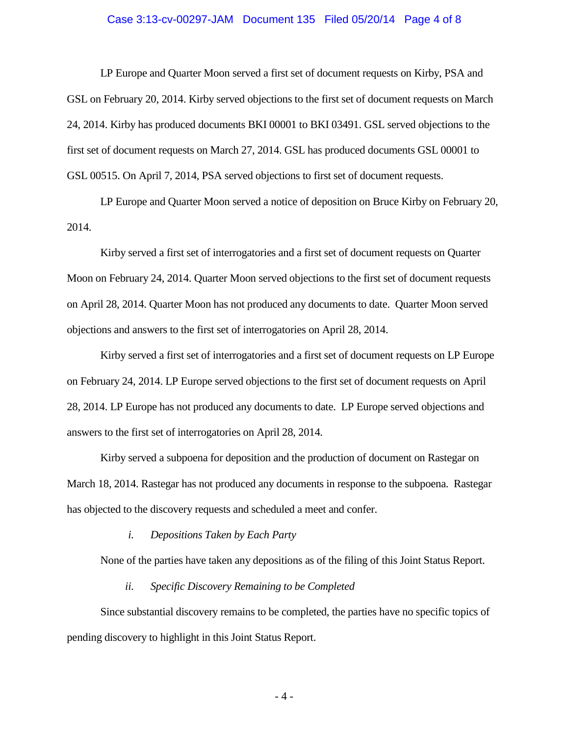LP Europe and Quarter Moon served a first set of document requests on Kirby, PSA and GSL on February 20, 2014. Kirby served objections to the first set of document requests on March 24, 2014. Kirby has produced documents BKI 00001 to BKI 03491. GSL served objections to the first set of document requests on March 27, 2014. GSL has produced documents GSL 00001 to GSL 00515. On April 7, 2014, PSA served objections to first set of document requests.

LP Europe and Quarter Moon served a notice of deposition on Bruce Kirby on February 20, 2014.

Kirby served a first set of interrogatories and a first set of document requests on Quarter Moon on February 24, 2014. Quarter Moon served objections to the first set of document requests on April 28, 2014. Quarter Moon has not produced any documents to date. Quarter Moon served objections and answers to the first set of interrogatories on April 28, 2014.

Kirby served a first set of interrogatories and a first set of document requests on LP Europe on February 24, 2014. LP Europe served objections to the first set of document requests on April 28, 2014. LP Europe has not produced any documents to date. LP Europe served objections and answers to the first set of interrogatories on April 28, 2014.

Kirby served a subpoena for deposition and the production of document on Rastegar on March 18, 2014. Rastegar has not produced any documents in response to the subpoena. Rastegar has objected to the discovery requests and scheduled a meet and confer.

*i. Depositions Taken by Each Party*

None of the parties have taken any depositions as of the filing of this Joint Status Report.

*ii. Specific Discovery Remaining to be Completed*

Since substantial discovery remains to be completed, the parties have no specific topics of pending discovery to highlight in this Joint Status Report.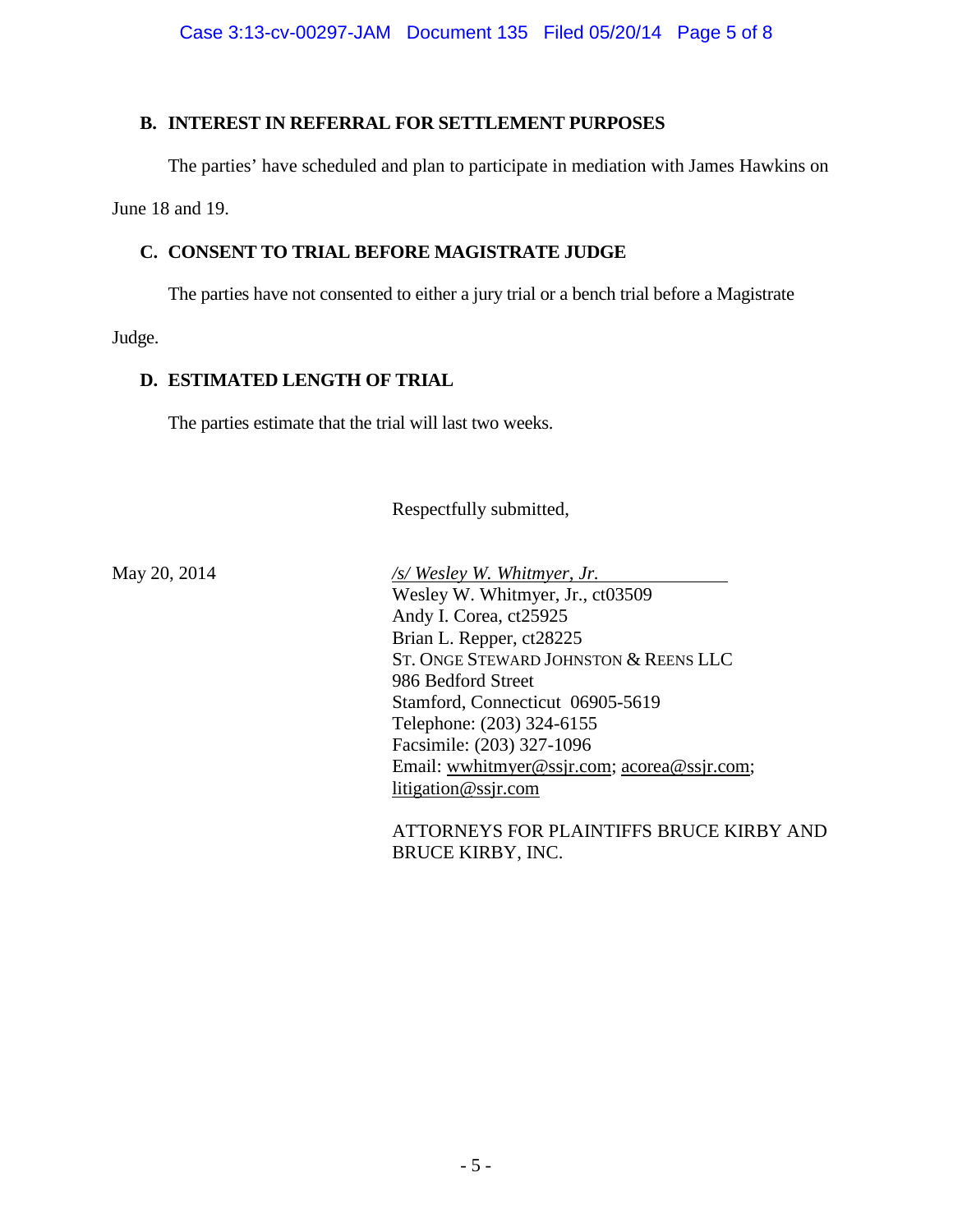### B. INTEREST IN REFERRAL FOR SETTLEMENT PURPOSES

The parties' have scheduled and plan to participate in mediation with James Hawkins on June 18 and 19.

### C. CONSENT TO TRIAL BEFORE MAGISTRATE JUDGE

The parties have not consented to either a jury trial or a bench trial before a Magistrate Judge.

### D. ESTIMATED LENGTH OF TRIAL

The parties estimate that the trial will last two weeks.

Respectfully submitted,

May 20, 2014

*/s/ Wesley W. Whitmyer, Jr.*
Wesley W. Whitmyer, Jr., ct03509
Andy I. Corea, ct25925
Brian L. Repper, ct28225
ST. ONGE STEWARD JOHNSTON & REENS LLC
986 Bedford Street
Stamford, Connecticut 06905-5619
Telephone: (203) 324-6155
Facsimile: (203) 327-1096
Email: wwhitmyer@ssjr.com; acorea@ssjr.com; litigation@ssjr.com

ATTORNEYS FOR PLAINTIFFS BRUCE KIRBY AND BRUCE KIRBY, INC.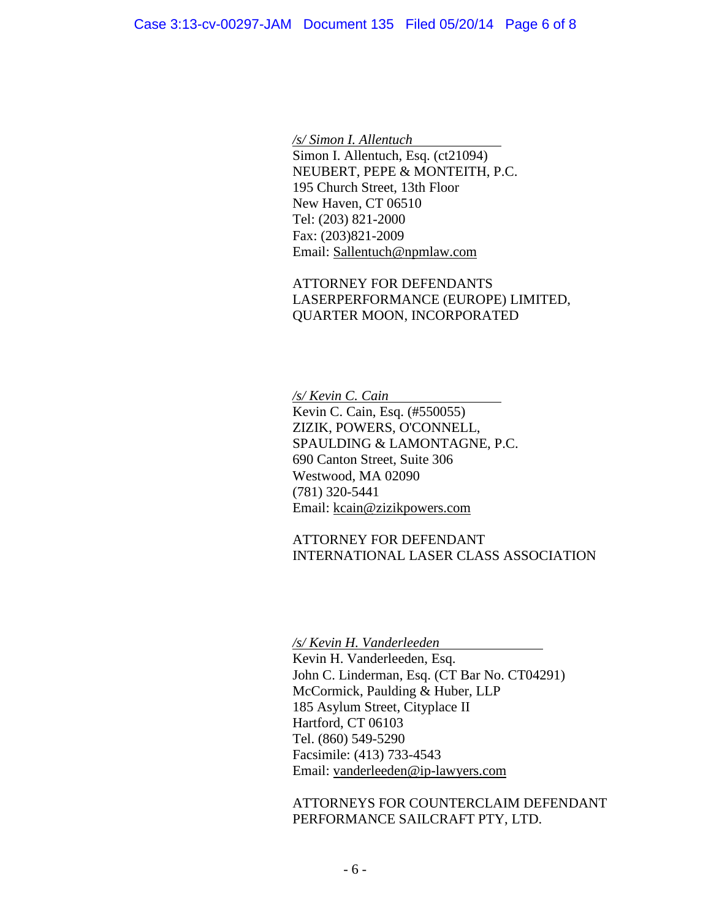*/s/ Simon I. Allentuch*
Simon I. Allentuch, Esq. (ct21094)
NEUBERT, PEPE & MONTEITH, P.C.
195 Church Street, 13th Floor
New Haven, CT 06510
Tel: (203) 821-2000
Fax: (203)821-2009
Email: Sallentuch@npmlaw.com

ATTORNEY FOR DEFENDANTS
LASERPERFORMANCE (EUROPE) LIMITED,
QUARTER MOON, INCORPORATED

*/s/ Kevin C. Cain*
Kevin C. Cain, Esq. (#550055)
ZIZIK, POWERS, O'CONNELL,
SPAULDING & LAMONTAGNE, P.C.
690 Canton Street, Suite 306
Westwood, MA 02090
(781) 320-5441
Email: kcain@zizikpowers.com

ATTORNEY FOR DEFENDANT
INTERNATIONAL LASER CLASS ASSOCIATION

*/s/ Kevin H. Vanderleeden*
Kevin H. Vanderleeden, Esq.
John C. Linderman, Esq. (CT Bar No. CT04291)
McCormick, Paulding & Huber, LLP
185 Asylum Street, Cityplace II
Hartford, CT 06103
Tel. (860) 549-5290
Facsimile: (413) 733-4543
Email: vanderleeden@ip-lawyers.com

ATTORNEYS FOR COUNTERCLAIM DEFENDANT
PERFORMANCE SAILCRAFT PTY, LTD.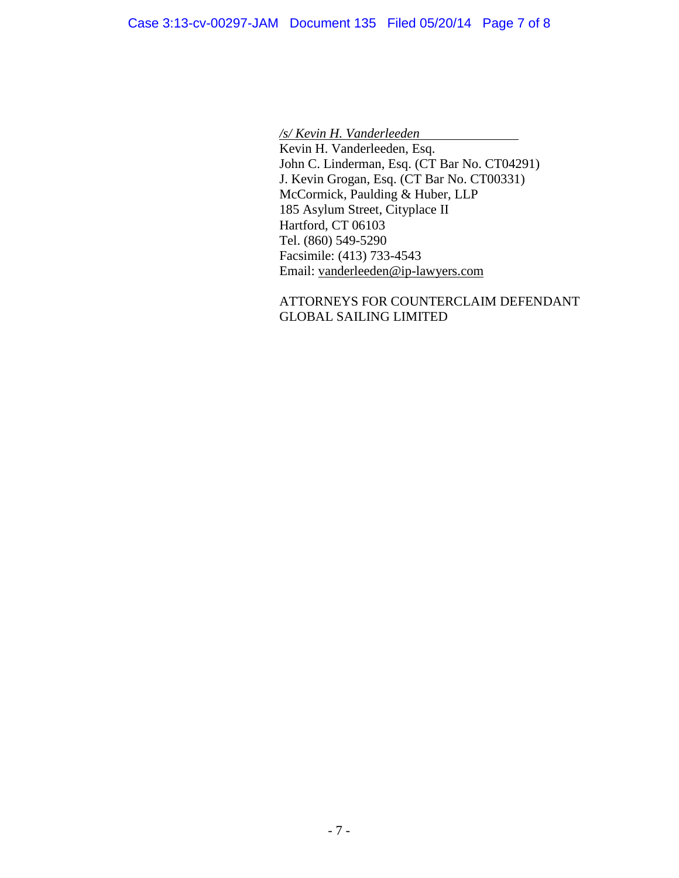*/s/ Kevin H. Vanderleeden*

Kevin H. Vanderleeden, Esq.
John C. Linderman, Esq. (CT Bar No. CT04291)
J. Kevin Grogan, Esq. (CT Bar No. CT00331)
McCormick, Paulding & Huber, LLP
185 Asylum Street, Cityplace II
Hartford, CT 06103
Tel. (860) 549-5290
Facsimile: (413) 733-4543
Email: vanderleeden@ip-lawyers.com

ATTORNEYS FOR COUNTERCLAIM DEFENDANT
GLOBAL SAILING LIMITED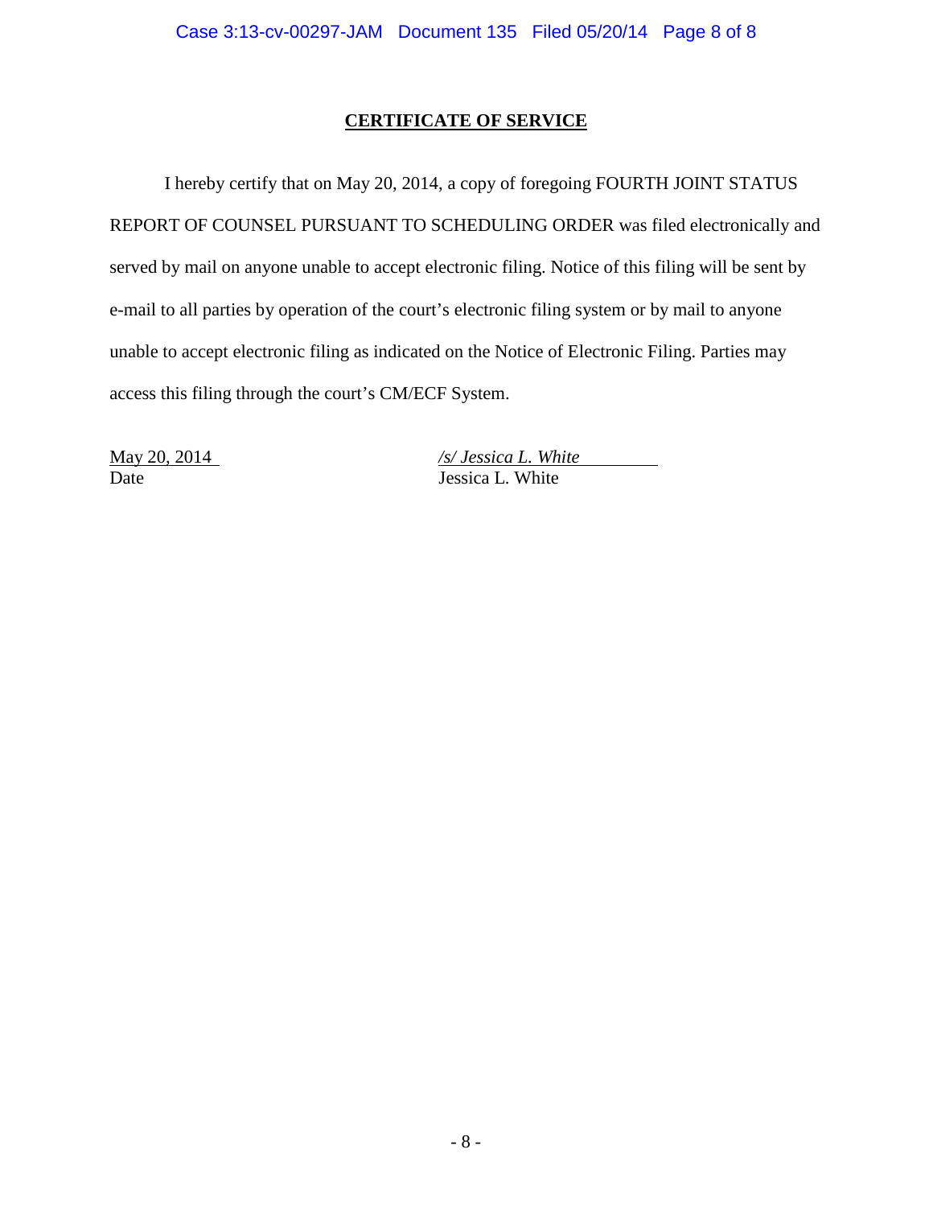## CERTIFICATE OF SERVICE

I hereby certify that on May 20, 2014, a copy of foregoing FOURTH JOINT STATUS REPORT OF COUNSEL PURSUANT TO SCHEDULING ORDER was filed electronically and served by mail on anyone unable to accept electronic filing. Notice of this filing will be sent by e-mail to all parties by operation of the court's electronic filing system or by mail to anyone unable to accept electronic filing as indicated on the Notice of Electronic Filing. Parties may access this filing through the court's CM/ECF System.

May 20, 2014
Date

*/s/ Jessica L. White*
Jessica L. White